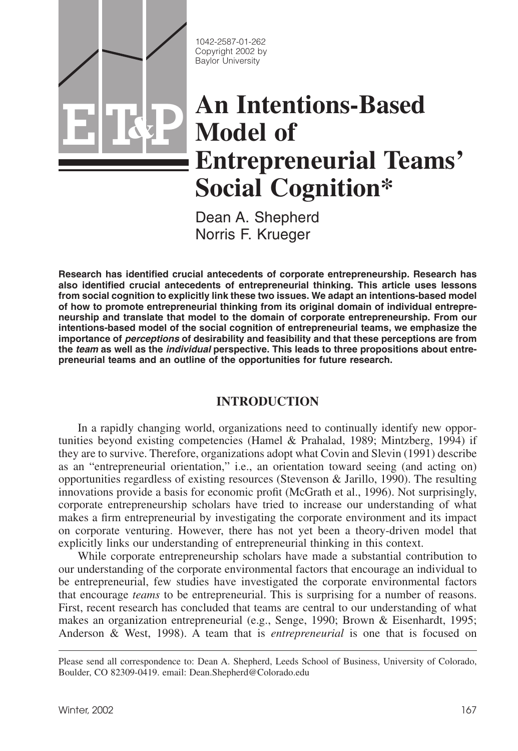1042-2587-01-262
Copyright 2002 by
Baylor University

# An Intentions-Based Model of Entrepreneurial Teams' Social Cognition*

Dean A. Shepherd
Norris F. Krueger

**Research has identified crucial antecedents of corporate entrepreneurship. Research has also identified crucial antecedents of entrepreneurial thinking. This article uses lessons from social cognition to explicitly link these two issues. We adapt an intentions-based model of how to promote entrepreneurial thinking from its original domain of individual entrepreneurship and translate that model to the domain of corporate entrepreneurship. From our intentions-based model of the social cognition of entrepreneurial teams, we emphasize the importance of *perceptions* of desirability and feasibility and that these perceptions are from the *team* as well as the *individual* perspective. This leads to three propositions about entrepreneurial teams and an outline of the opportunities for future research.**

## INTRODUCTION

In a rapidly changing world, organizations need to continually identify new opportunities beyond existing competencies (Hamel & Prahalad, 1989; Mintzberg, 1994) if they are to survive. Therefore, organizations adopt what Covin and Slevin (1991) describe as an "entrepreneurial orientation," i.e., an orientation toward seeing (and acting on) opportunities regardless of existing resources (Stevenson & Jarillo, 1990). The resulting innovations provide a basis for economic profit (McGrath et al., 1996). Not surprisingly, corporate entrepreneurship scholars have tried to increase our understanding of what makes a firm entrepreneurial by investigating the corporate environment and its impact on corporate venturing. However, there has not yet been a theory-driven model that explicitly links our understanding of entrepreneurial thinking in this context.

While corporate entrepreneurship scholars have made a substantial contribution to our understanding of the corporate environmental factors that encourage an individual to be entrepreneurial, few studies have investigated the corporate environmental factors that encourage *teams* to be entrepreneurial. This is surprising for a number of reasons. First, recent research has concluded that teams are central to our understanding of what makes an organization entrepreneurial (e.g., Senge, 1990; Brown & Eisenhardt, 1995; Anderson & West, 1998). A team that is *entrepreneurial* is one that is focused on

Please send all correspondence to: Dean A. Shepherd, Leeds School of Business, University of Colorado, Boulder, CO 82309-0419. email: Dean.Shepherd@Colorado.edu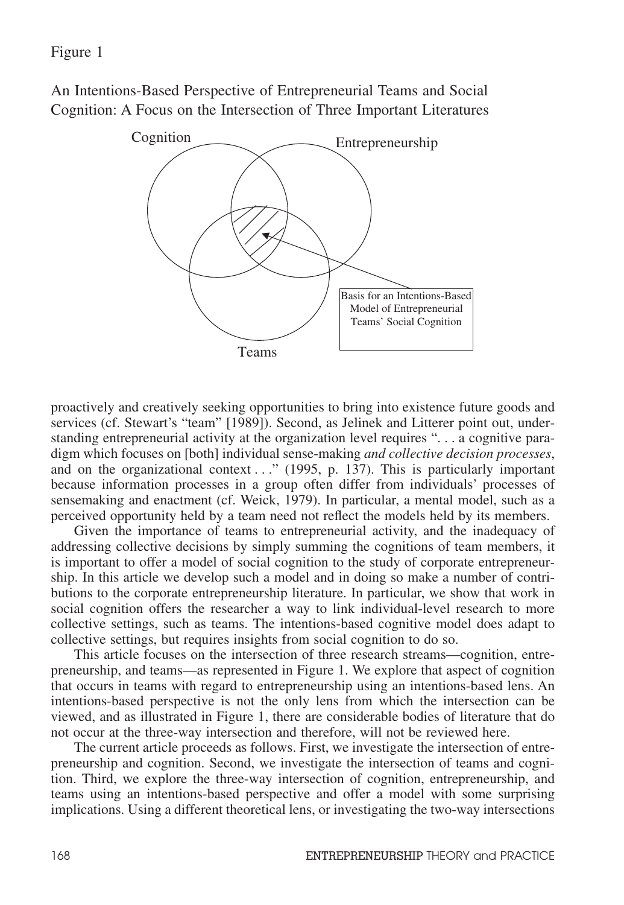Figure 1

An Intentions-Based Perspective of Entrepreneurial Teams and Social Cognition: A Focus on the Intersection of Three Important Literatures

Cognition

Entrepreneurship

Teams

Basis for an Intentions-Based Model of Entrepreneurial Teams' Social Cognition

proactively and creatively seeking opportunities to bring into existence future goods and services (cf. Stewart's "team" [1989]). Second, as Jelinek and Litterer point out, understanding entrepreneurial activity at the organization level requires ". . . a cognitive paradigm which focuses on [both] individual sense-making *and collective decision processes*, and on the organizational context . . ." (1995, p. 137). This is particularly important because information processes in a group often differ from individuals' processes of sensemaking and enactment (cf. Weick, 1979). In particular, a mental model, such as a perceived opportunity held by a team need not reflect the models held by its members.

Given the importance of teams to entrepreneurial activity, and the inadequacy of addressing collective decisions by simply summing the cognitions of team members, it is important to offer a model of social cognition to the study of corporate entrepreneurship. In this article we develop such a model and in doing so make a number of contributions to the corporate entrepreneurship literature. In particular, we show that work in social cognition offers the researcher a way to link individual-level research to more collective settings, such as teams. The intentions-based cognitive model does adapt to collective settings, but requires insights from social cognition to do so.

This article focuses on the intersection of three research streams—cognition, entrepreneurship, and teams—as represented in Figure 1. We explore that aspect of cognition that occurs in teams with regard to entrepreneurship using an intentions-based lens. An intentions-based perspective is not the only lens from which the intersection can be viewed, and as illustrated in Figure 1, there are considerable bodies of literature that do not occur at the three-way intersection and therefore, will not be reviewed here.

The current article proceeds as follows. First, we investigate the intersection of entrepreneurship and cognition. Second, we investigate the intersection of teams and cognition. Third, we explore the three-way intersection of cognition, entrepreneurship, and teams using an intentions-based perspective and offer a model with some surprising implications. Using a different theoretical lens, or investigating the two-way intersections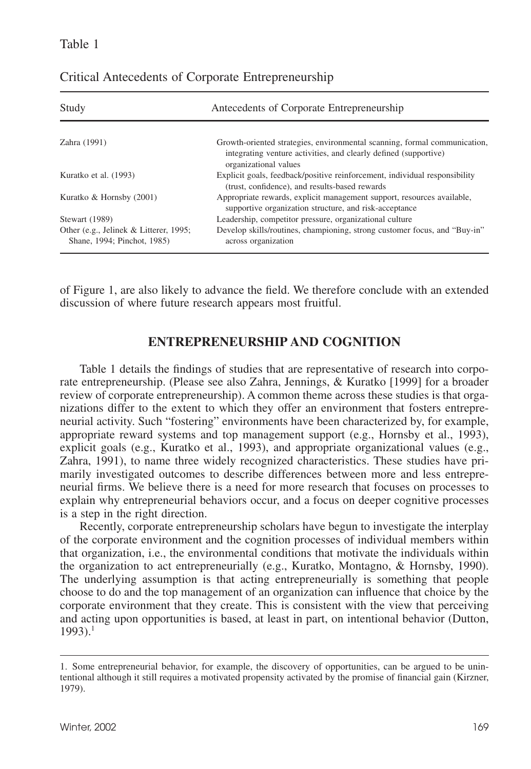Table 1

Critical Antecedents of Corporate Entrepreneurship

| Study | Antecedents of Corporate Entrepreneurship |
|---|---|
| Zahra (1991) | Growth-oriented strategies, environmental scanning, formal communication, integrating venture activities, and clearly defined (supportive) organizational values |
| Kuratko et al. (1993) | Explicit goals, feedback/positive reinforcement, individual responsibility (trust, confidence), and results-based rewards |
| Kuratko & Hornsby (2001) | Appropriate rewards, explicit management support, resources available, supportive organization structure, and risk-acceptance |
| Stewart (1989) | Leadership, competitor pressure, organizational culture |
| Other (e.g., Jelinek & Litterer, 1995; Shane, 1994; Pinchot, 1985) | Develop skills/routines, championing, strong customer focus, and "Buy-in" across organization |

of Figure 1, are also likely to advance the field. We therefore conclude with an extended discussion of where future research appears most fruitful.

## ENTREPRENEURSHIP AND COGNITION

Table 1 details the findings of studies that are representative of research into corporate entrepreneurship. (Please see also Zahra, Jennings, & Kuratko [1999] for a broader review of corporate entrepreneurship). A common theme across these studies is that organizations differ to the extent to which they offer an environment that fosters entrepreneurial activity. Such "fostering" environments have been characterized by, for example, appropriate reward systems and top management support (e.g., Hornsby et al., 1993), explicit goals (e.g., Kuratko et al., 1993), and appropriate organizational values (e.g., Zahra, 1991), to name three widely recognized characteristics. These studies have primarily investigated outcomes to describe differences between more and less entrepreneurial firms. We believe there is a need for more research that focuses on processes to explain why entrepreneurial behaviors occur, and a focus on deeper cognitive processes is a step in the right direction.

Recently, corporate entrepreneurship scholars have begun to investigate the interplay of the corporate environment and the cognition processes of individual members within that organization, i.e., the environmental conditions that motivate the individuals within the organization to act entrepreneurially (e.g., Kuratko, Montagno, & Hornsby, 1990). The underlying assumption is that acting entrepreneurially is something that people choose to do and the top management of an organization can influence that choice by the corporate environment that they create. This is consistent with the view that perceiving and acting upon opportunities is based, at least in part, on intentional behavior (Dutton, 1993).[1]

1. Some entrepreneurial behavior, for example, the discovery of opportunities, can be argued to be unintentional although it still requires a motivated propensity activated by the promise of financial gain (Kirzner, 1979).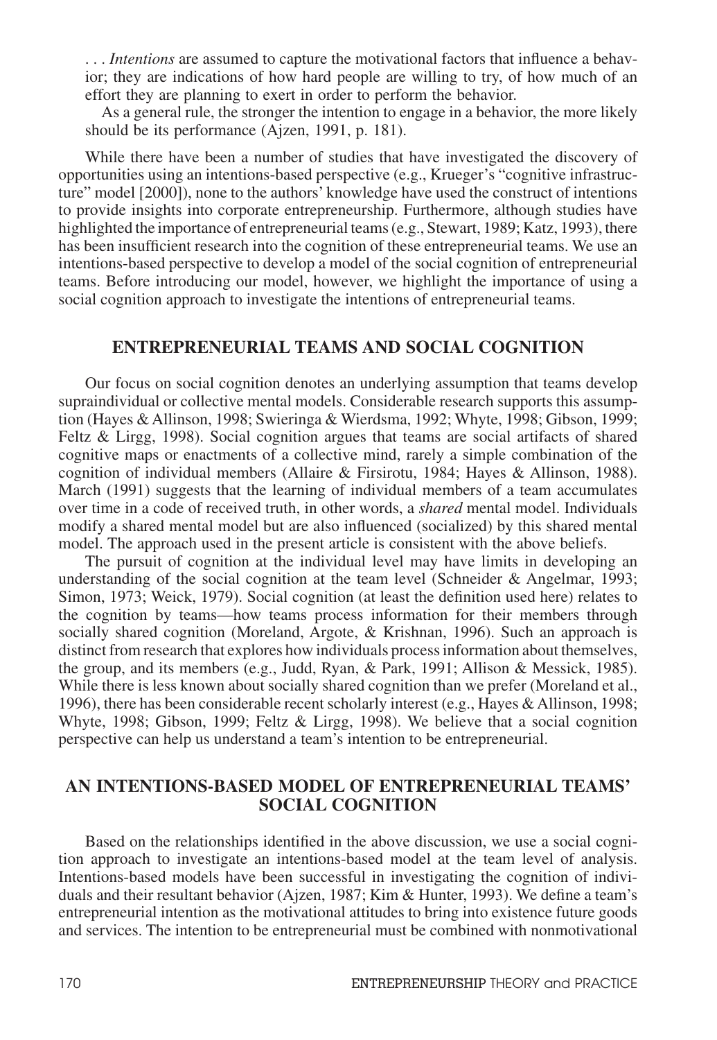> . . . *Intentions* are assumed to capture the motivational factors that influence a behavior; they are indications of how hard people are willing to try, of how much of an effort they are planning to exert in order to perform the behavior.
>
> As a general rule, the stronger the intention to engage in a behavior, the more likely should be its performance (Ajzen, 1991, p. 181).

While there have been a number of studies that have investigated the discovery of opportunities using an intentions-based perspective (e.g., Krueger's "cognitive infrastructure" model [2000]), none to the authors' knowledge have used the construct of intentions to provide insights into corporate entrepreneurship. Furthermore, although studies have highlighted the importance of entrepreneurial teams (e.g., Stewart, 1989; Katz, 1993), there has been insufficient research into the cognition of these entrepreneurial teams. We use an intentions-based perspective to develop a model of the social cognition of entrepreneurial teams. Before introducing our model, however, we highlight the importance of using a social cognition approach to investigate the intentions of entrepreneurial teams.

## ENTREPRENEURIAL TEAMS AND SOCIAL COGNITION

Our focus on social cognition denotes an underlying assumption that teams develop supraindividual or collective mental models. Considerable research supports this assumption (Hayes & Allinson, 1998; Swieringa & Wierdsma, 1992; Whyte, 1998; Gibson, 1999; Feltz & Lirgg, 1998). Social cognition argues that teams are social artifacts of shared cognitive maps or enactments of a collective mind, rarely a simple combination of the cognition of individual members (Allaire & Firsirotu, 1984; Hayes & Allinson, 1988). March (1991) suggests that the learning of individual members of a team accumulates over time in a code of received truth, in other words, a *shared* mental model. Individuals modify a shared mental model but are also influenced (socialized) by this shared mental model. The approach used in the present article is consistent with the above beliefs.

The pursuit of cognition at the individual level may have limits in developing an understanding of the social cognition at the team level (Schneider & Angelmar, 1993; Simon, 1973; Weick, 1979). Social cognition (at least the definition used here) relates to the cognition by teams—how teams process information for their members through socially shared cognition (Moreland, Argote, & Krishnan, 1996). Such an approach is distinct from research that explores how individuals process information about themselves, the group, and its members (e.g., Judd, Ryan, & Park, 1991; Allison & Messick, 1985). While there is less known about socially shared cognition than we prefer (Moreland et al., 1996), there has been considerable recent scholarly interest (e.g., Hayes & Allinson, 1998; Whyte, 1998; Gibson, 1999; Feltz & Lirgg, 1998). We believe that a social cognition perspective can help us understand a team's intention to be entrepreneurial.

## AN INTENTIONS-BASED MODEL OF ENTREPRENEURIAL TEAMS' SOCIAL COGNITION

Based on the relationships identified in the above discussion, we use a social cognition approach to investigate an intentions-based model at the team level of analysis. Intentions-based models have been successful in investigating the cognition of individuals and their resultant behavior (Ajzen, 1987; Kim & Hunter, 1993). We define a team's entrepreneurial intention as the motivational attitudes to bring into existence future goods and services. The intention to be entrepreneurial must be combined with nonmotivational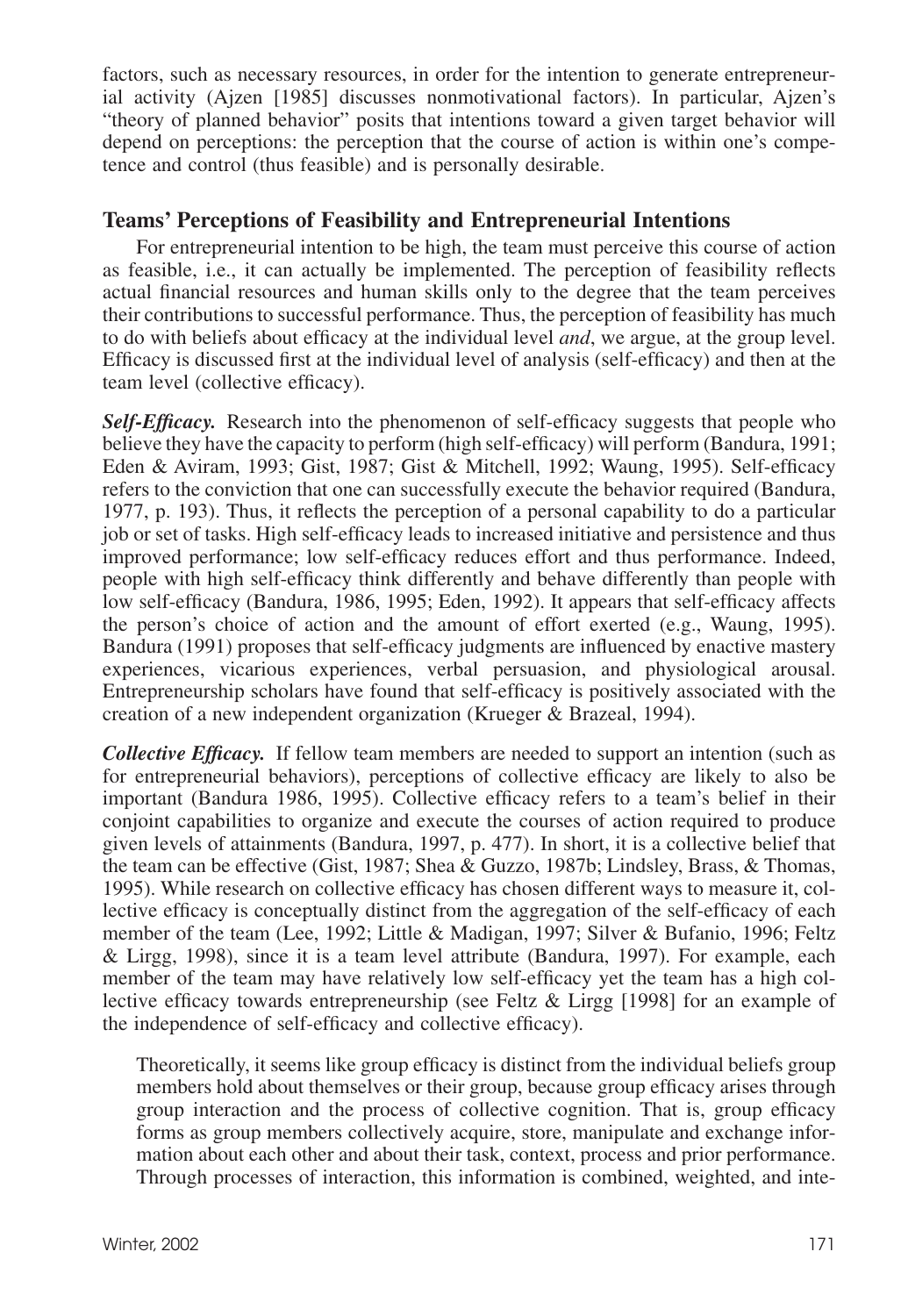factors, such as necessary resources, in order for the intention to generate entrepreneurial activity (Ajzen [1985] discusses nonmotivational factors). In particular, Ajzen's "theory of planned behavior" posits that intentions toward a given target behavior will depend on perceptions: the perception that the course of action is within one's competence and control (thus feasible) and is personally desirable.

## Teams' Perceptions of Feasibility and Entrepreneurial Intentions

For entrepreneurial intention to be high, the team must perceive this course of action as feasible, i.e., it can actually be implemented. The perception of feasibility reflects actual financial resources and human skills only to the degree that the team perceives their contributions to successful performance. Thus, the perception of feasibility has much to do with beliefs about efficacy at the individual level *and*, we argue, at the group level. Efficacy is discussed first at the individual level of analysis (self-efficacy) and then at the team level (collective efficacy).

***Self-Efficacy.*** Research into the phenomenon of self-efficacy suggests that people who believe they have the capacity to perform (high self-efficacy) will perform (Bandura, 1991; Eden & Aviram, 1993; Gist, 1987; Gist & Mitchell, 1992; Waung, 1995). Self-efficacy refers to the conviction that one can successfully execute the behavior required (Bandura, 1977, p. 193). Thus, it reflects the perception of a personal capability to do a particular job or set of tasks. High self-efficacy leads to increased initiative and persistence and thus improved performance; low self-efficacy reduces effort and thus performance. Indeed, people with high self-efficacy think differently and behave differently than people with low self-efficacy (Bandura, 1986, 1995; Eden, 1992). It appears that self-efficacy affects the person's choice of action and the amount of effort exerted (e.g., Waung, 1995). Bandura (1991) proposes that self-efficacy judgments are influenced by enactive mastery experiences, vicarious experiences, verbal persuasion, and physiological arousal. Entrepreneurship scholars have found that self-efficacy is positively associated with the creation of a new independent organization (Krueger & Brazeal, 1994).

***Collective Efficacy.*** If fellow team members are needed to support an intention (such as for entrepreneurial behaviors), perceptions of collective efficacy are likely to also be important (Bandura 1986, 1995). Collective efficacy refers to a team's belief in their conjoint capabilities to organize and execute the courses of action required to produce given levels of attainments (Bandura, 1997, p. 477). In short, it is a collective belief that the team can be effective (Gist, 1987; Shea & Guzzo, 1987b; Lindsley, Brass, & Thomas, 1995). While research on collective efficacy has chosen different ways to measure it, collective efficacy is conceptually distinct from the aggregation of the self-efficacy of each member of the team (Lee, 1992; Little & Madigan, 1997; Silver & Bufanio, 1996; Feltz & Lirgg, 1998), since it is a team level attribute (Bandura, 1997). For example, each member of the team may have relatively low self-efficacy yet the team has a high collective efficacy towards entrepreneurship (see Feltz & Lirgg [1998] for an example of the independence of self-efficacy and collective efficacy).

> Theoretically, it seems like group efficacy is distinct from the individual beliefs group members hold about themselves or their group, because group efficacy arises through group interaction and the process of collective cognition. That is, group efficacy forms as group members collectively acquire, store, manipulate and exchange information about each other and about their task, context, process and prior performance. Through processes of interaction, this information is combined, weighted, and inte-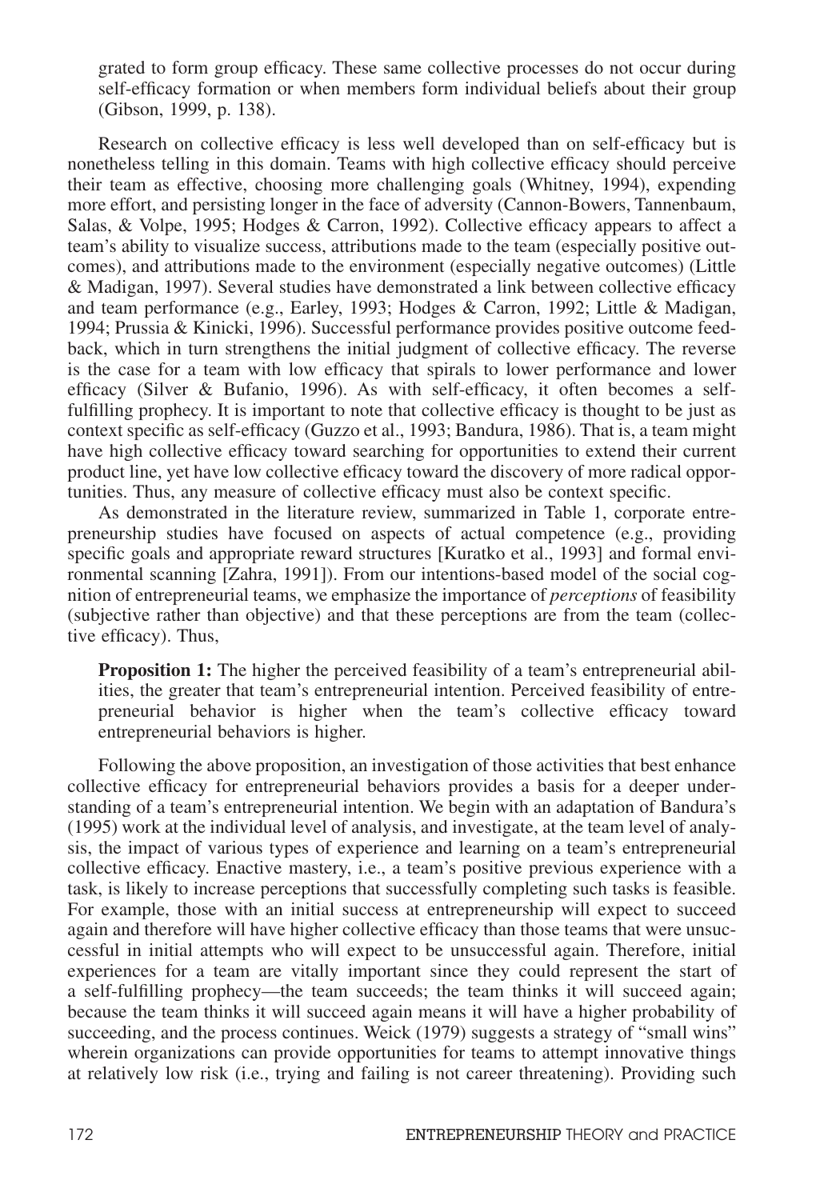grated to form group efficacy. These same collective processes do not occur during self-efficacy formation or when members form individual beliefs about their group (Gibson, 1999, p. 138).

Research on collective efficacy is less well developed than on self-efficacy but is nonetheless telling in this domain. Teams with high collective efficacy should perceive their team as effective, choosing more challenging goals (Whitney, 1994), expending more effort, and persisting longer in the face of adversity (Cannon-Bowers, Tannenbaum, Salas, & Volpe, 1995; Hodges & Carron, 1992). Collective efficacy appears to affect a team's ability to visualize success, attributions made to the team (especially positive outcomes), and attributions made to the environment (especially negative outcomes) (Little & Madigan, 1997). Several studies have demonstrated a link between collective efficacy and team performance (e.g., Earley, 1993; Hodges & Carron, 1992; Little & Madigan, 1994; Prussia & Kinicki, 1996). Successful performance provides positive outcome feedback, which in turn strengthens the initial judgment of collective efficacy. The reverse is the case for a team with low efficacy that spirals to lower performance and lower efficacy (Silver & Bufanio, 1996). As with self-efficacy, it often becomes a self-fulfilling prophecy. It is important to note that collective efficacy is thought to be just as context specific as self-efficacy (Guzzo et al., 1993; Bandura, 1986). That is, a team might have high collective efficacy toward searching for opportunities to extend their current product line, yet have low collective efficacy toward the discovery of more radical opportunities. Thus, any measure of collective efficacy must also be context specific.

As demonstrated in the literature review, summarized in Table 1, corporate entrepreneurship studies have focused on aspects of actual competence (e.g., providing specific goals and appropriate reward structures [Kuratko et al., 1993] and formal environmental scanning [Zahra, 1991]). From our intentions-based model of the social cognition of entrepreneurial teams, we emphasize the importance of *perceptions* of feasibility (subjective rather than objective) and that these perceptions are from the team (collective efficacy). Thus,

**Proposition 1:** The higher the perceived feasibility of a team's entrepreneurial abilities, the greater that team's entrepreneurial intention. Perceived feasibility of entrepreneurial behavior is higher when the team's collective efficacy toward entrepreneurial behaviors is higher.

Following the above proposition, an investigation of those activities that best enhance collective efficacy for entrepreneurial behaviors provides a basis for a deeper understanding of a team's entrepreneurial intention. We begin with an adaptation of Bandura's (1995) work at the individual level of analysis, and investigate, at the team level of analysis, the impact of various types of experience and learning on a team's entrepreneurial collective efficacy. Enactive mastery, i.e., a team's positive previous experience with a task, is likely to increase perceptions that successfully completing such tasks is feasible. For example, those with an initial success at entrepreneurship will expect to succeed again and therefore will have higher collective efficacy than those teams that were unsuccessful in initial attempts who will expect to be unsuccessful again. Therefore, initial experiences for a team are vitally important since they could represent the start of a self-fulfilling prophecy—the team succeeds; the team thinks it will succeed again; because the team thinks it will succeed again means it will have a higher probability of succeeding, and the process continues. Weick (1979) suggests a strategy of "small wins" wherein organizations can provide opportunities for teams to attempt innovative things at relatively low risk (i.e., trying and failing is not career threatening). Providing such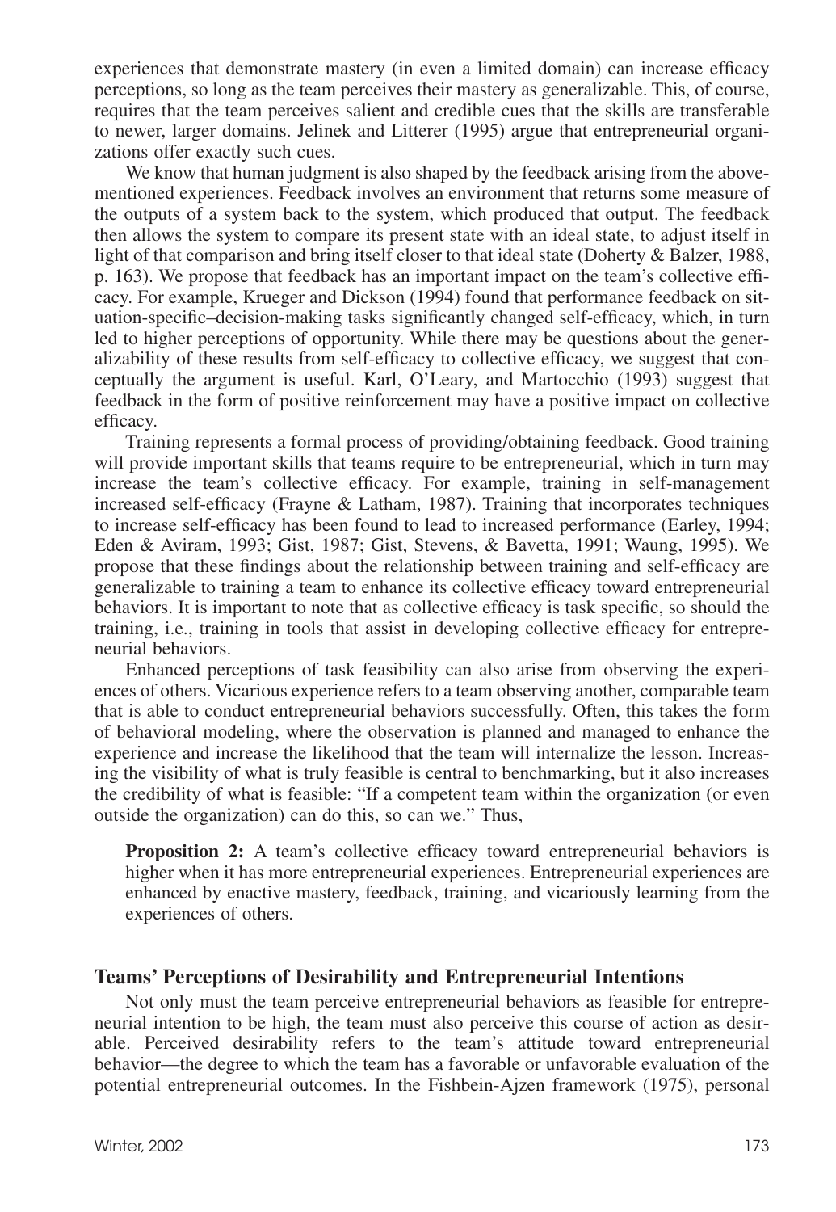experiences that demonstrate mastery (in even a limited domain) can increase efficacy perceptions, so long as the team perceives their mastery as generalizable. This, of course, requires that the team perceives salient and credible cues that the skills are transferable to newer, larger domains. Jelinek and Litterer (1995) argue that entrepreneurial organizations offer exactly such cues.

We know that human judgment is also shaped by the feedback arising from the above-mentioned experiences. Feedback involves an environment that returns some measure of the outputs of a system back to the system, which produced that output. The feedback then allows the system to compare its present state with an ideal state, to adjust itself in light of that comparison and bring itself closer to that ideal state (Doherty & Balzer, 1988, p. 163). We propose that feedback has an important impact on the team's collective efficacy. For example, Krueger and Dickson (1994) found that performance feedback on situation-specific–decision-making tasks significantly changed self-efficacy, which, in turn led to higher perceptions of opportunity. While there may be questions about the generalizability of these results from self-efficacy to collective efficacy, we suggest that conceptually the argument is useful. Karl, O'Leary, and Martocchio (1993) suggest that feedback in the form of positive reinforcement may have a positive impact on collective efficacy.

Training represents a formal process of providing/obtaining feedback. Good training will provide important skills that teams require to be entrepreneurial, which in turn may increase the team's collective efficacy. For example, training in self-management increased self-efficacy (Frayne & Latham, 1987). Training that incorporates techniques to increase self-efficacy has been found to lead to increased performance (Earley, 1994; Eden & Aviram, 1993; Gist, 1987; Gist, Stevens, & Bavetta, 1991; Waung, 1995). We propose that these findings about the relationship between training and self-efficacy are generalizable to training a team to enhance its collective efficacy toward entrepreneurial behaviors. It is important to note that as collective efficacy is task specific, so should the training, i.e., training in tools that assist in developing collective efficacy for entrepreneurial behaviors.

Enhanced perceptions of task feasibility can also arise from observing the experiences of others. Vicarious experience refers to a team observing another, comparable team that is able to conduct entrepreneurial behaviors successfully. Often, this takes the form of behavioral modeling, where the observation is planned and managed to enhance the experience and increase the likelihood that the team will internalize the lesson. Increasing the visibility of what is truly feasible is central to benchmarking, but it also increases the credibility of what is feasible: "If a competent team within the organization (or even outside the organization) can do this, so can we." Thus,

> **Proposition 2:** A team's collective efficacy toward entrepreneurial behaviors is higher when it has more entrepreneurial experiences. Entrepreneurial experiences are enhanced by enactive mastery, feedback, training, and vicariously learning from the experiences of others.

## Teams' Perceptions of Desirability and Entrepreneurial Intentions

Not only must the team perceive entrepreneurial behaviors as feasible for entrepreneurial intention to be high, the team must also perceive this course of action as desirable. Perceived desirability refers to the team's attitude toward entrepreneurial behavior—the degree to which the team has a favorable or unfavorable evaluation of the potential entrepreneurial outcomes. In the Fishbein-Ajzen framework (1975), personal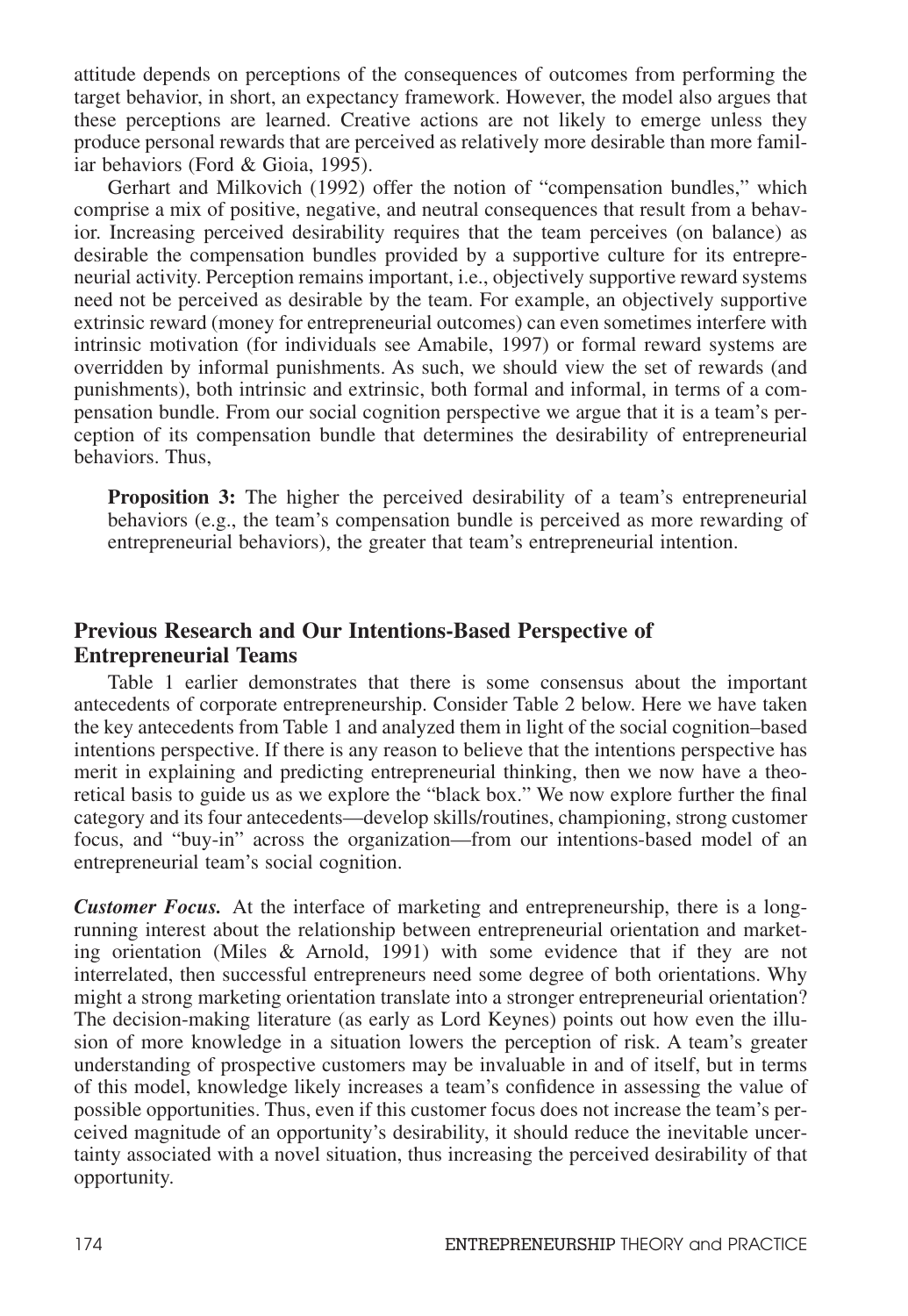attitude depends on perceptions of the consequences of outcomes from performing the target behavior, in short, an expectancy framework. However, the model also argues that these perceptions are learned. Creative actions are not likely to emerge unless they produce personal rewards that are perceived as relatively more desirable than more familiar behaviors (Ford & Gioia, 1995).

Gerhart and Milkovich (1992) offer the notion of "compensation bundles," which comprise a mix of positive, negative, and neutral consequences that result from a behavior. Increasing perceived desirability requires that the team perceives (on balance) as desirable the compensation bundles provided by a supportive culture for its entrepreneurial activity. Perception remains important, i.e., objectively supportive reward systems need not be perceived as desirable by the team. For example, an objectively supportive extrinsic reward (money for entrepreneurial outcomes) can even sometimes interfere with intrinsic motivation (for individuals see Amabile, 1997) or formal reward systems are overridden by informal punishments. As such, we should view the set of rewards (and punishments), both intrinsic and extrinsic, both formal and informal, in terms of a compensation bundle. From our social cognition perspective we argue that it is a team's perception of its compensation bundle that determines the desirability of entrepreneurial behaviors. Thus,

> **Proposition 3:** The higher the perceived desirability of a team's entrepreneurial behaviors (e.g., the team's compensation bundle is perceived as more rewarding of entrepreneurial behaviors), the greater that team's entrepreneurial intention.

## Previous Research and Our Intentions-Based Perspective of Entrepreneurial Teams

Table 1 earlier demonstrates that there is some consensus about the important antecedents of corporate entrepreneurship. Consider Table 2 below. Here we have taken the key antecedents from Table 1 and analyzed them in light of the social cognition–based intentions perspective. If there is any reason to believe that the intentions perspective has merit in explaining and predicting entrepreneurial thinking, then we now have a theoretical basis to guide us as we explore the "black box." We now explore further the final category and its four antecedents—develop skills/routines, championing, strong customer focus, and "buy-in" across the organization—from our intentions-based model of an entrepreneurial team's social cognition.

***Customer Focus.*** At the interface of marketing and entrepreneurship, there is a long-running interest about the relationship between entrepreneurial orientation and marketing orientation (Miles & Arnold, 1991) with some evidence that if they are not interrelated, then successful entrepreneurs need some degree of both orientations. Why might a strong marketing orientation translate into a stronger entrepreneurial orientation? The decision-making literature (as early as Lord Keynes) points out how even the illusion of more knowledge in a situation lowers the perception of risk. A team's greater understanding of prospective customers may be invaluable in and of itself, but in terms of this model, knowledge likely increases a team's confidence in assessing the value of possible opportunities. Thus, even if this customer focus does not increase the team's perceived magnitude of an opportunity's desirability, it should reduce the inevitable uncertainty associated with a novel situation, thus increasing the perceived desirability of that opportunity.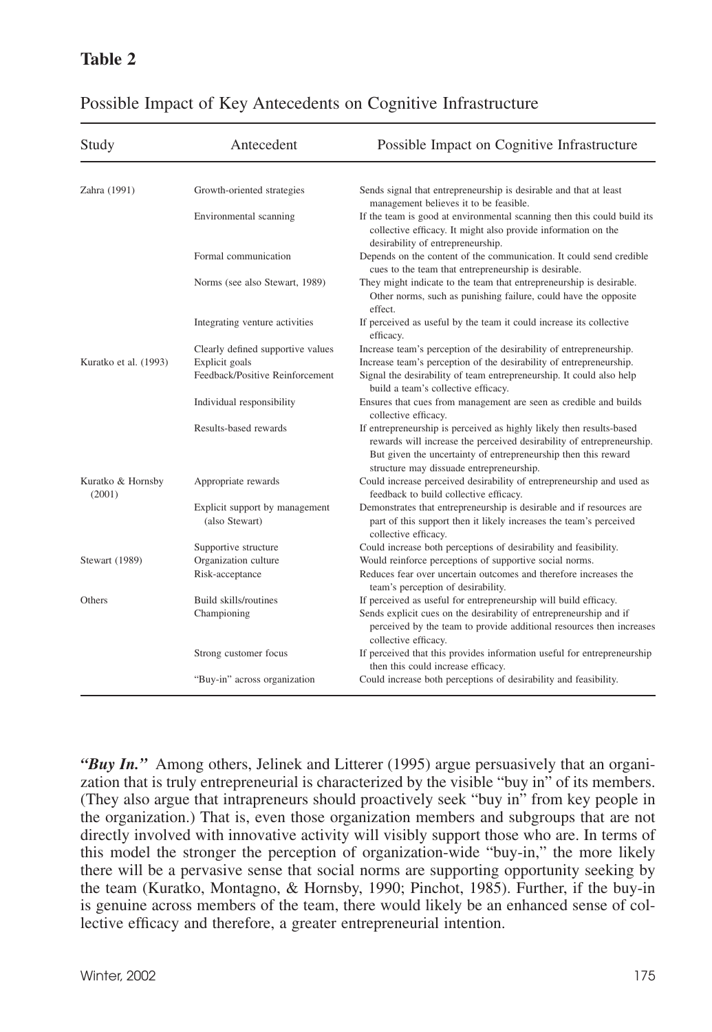**Table 2**

Possible Impact of Key Antecedents on Cognitive Infrastructure

| Study | Antecedent | Possible Impact on Cognitive Infrastructure |
|---|---|---|
| Zahra (1991) | Growth-oriented strategies | Sends signal that entrepreneurship is desirable and that at least management believes it to be feasible. |
| | Environmental scanning | If the team is good at environmental scanning then this could build its collective efficacy. It might also provide information on the desirability of entrepreneurship. |
| | Formal communication | Depends on the content of the communication. It could send credible cues to the team that entrepreneurship is desirable. |
| | Norms (see also Stewart, 1989) | They might indicate to the team that entrepreneurship is desirable. Other norms, such as punishing failure, could have the opposite effect. |
| | Integrating venture activities | If perceived as useful by the team it could increase its collective efficacy. |
| | Clearly defined supportive values | Increase team's perception of the desirability of entrepreneurship. |
| Kuratko et al. (1993) | Explicit goals | Increase team's perception of the desirability of entrepreneurship. |
| | Feedback/Positive Reinforcement | Signal the desirability of team entrepreneurship. It could also help build a team's collective efficacy. |
| | Individual responsibility | Ensures that cues from management are seen as credible and builds collective efficacy. |
| | Results-based rewards | If entrepreneurship is perceived as highly likely then results-based rewards will increase the perceived desirability of entrepreneurship. But given the uncertainty of entrepreneurship then this reward structure may dissuade entrepreneurship. |
| Kuratko & Hornsby (2001) | Appropriate rewards | Could increase perceived desirability of entrepreneurship and used as feedback to build collective efficacy. |
| | Explicit support by management (also Stewart) | Demonstrates that entrepreneurship is desirable and if resources are part of this support then it likely increases the team's perceived collective efficacy. |
| | Supportive structure | Could increase both perceptions of desirability and feasibility. |
| Stewart (1989) | Organization culture | Would reinforce perceptions of supportive social norms. |
| | Risk-acceptance | Reduces fear over uncertain outcomes and therefore increases the team's perception of desirability. |
| Others | Build skills/routines | If perceived as useful for entrepreneurship will build efficacy. |
| | Championing | Sends explicit cues on the desirability of entrepreneurship and if perceived by the team to provide additional resources then increases collective efficacy. |
| | Strong customer focus | If perceived that this provides information useful for entrepreneurship then this could increase efficacy. |
| | "Buy-in" across organization | Could increase both perceptions of desirability and feasibility. |

***"Buy In."*** Among others, Jelinek and Litterer (1995) argue persuasively that an organization that is truly entrepreneurial is characterized by the visible "buy in" of its members. (They also argue that intrapreneurs should proactively seek "buy in" from key people in the organization.) That is, even those organization members and subgroups that are not directly involved with innovative activity will visibly support those who are. In terms of this model the stronger the perception of organization-wide "buy-in," the more likely there will be a pervasive sense that social norms are supporting opportunity seeking by the team (Kuratko, Montagno, & Hornsby, 1990; Pinchot, 1985). Further, if the buy-in is genuine across members of the team, there would likely be an enhanced sense of collective efficacy and therefore, a greater entrepreneurial intention.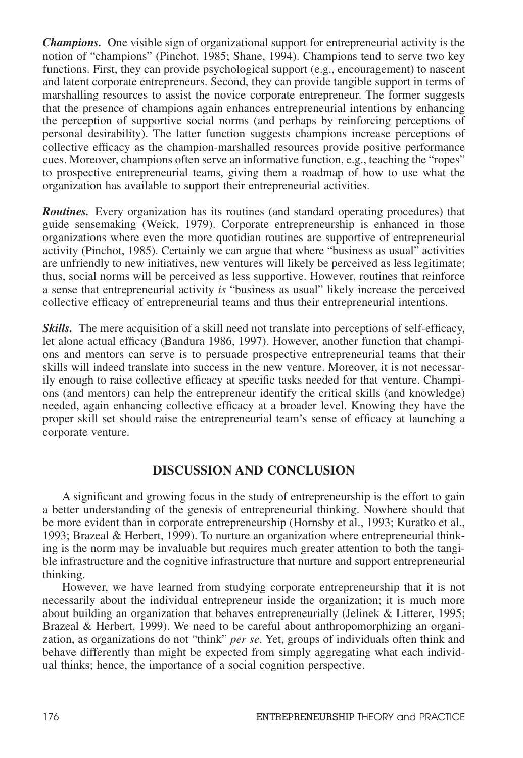***Champions.*** One visible sign of organizational support for entrepreneurial activity is the notion of "champions" (Pinchot, 1985; Shane, 1994). Champions tend to serve two key functions. First, they can provide psychological support (e.g., encouragement) to nascent and latent corporate entrepreneurs. Second, they can provide tangible support in terms of marshalling resources to assist the novice corporate entrepreneur. The former suggests that the presence of champions again enhances entrepreneurial intentions by enhancing the perception of supportive social norms (and perhaps by reinforcing perceptions of personal desirability). The latter function suggests champions increase perceptions of collective efficacy as the champion-marshalled resources provide positive performance cues. Moreover, champions often serve an informative function, e.g., teaching the "ropes" to prospective entrepreneurial teams, giving them a roadmap of how to use what the organization has available to support their entrepreneurial activities.

***Routines.*** Every organization has its routines (and standard operating procedures) that guide sensemaking (Weick, 1979). Corporate entrepreneurship is enhanced in those organizations where even the more quotidian routines are supportive of entrepreneurial activity (Pinchot, 1985). Certainly we can argue that where "business as usual" activities are unfriendly to new initiatives, new ventures will likely be perceived as less legitimate; thus, social norms will be perceived as less supportive. However, routines that reinforce a sense that entrepreneurial activity *is* "business as usual" likely increase the perceived collective efficacy of entrepreneurial teams and thus their entrepreneurial intentions.

***Skills.*** The mere acquisition of a skill need not translate into perceptions of self-efficacy, let alone actual efficacy (Bandura 1986, 1997). However, another function that champions and mentors can serve is to persuade prospective entrepreneurial teams that their skills will indeed translate into success in the new venture. Moreover, it is not necessarily enough to raise collective efficacy at specific tasks needed for that venture. Champions (and mentors) can help the entrepreneur identify the critical skills (and knowledge) needed, again enhancing collective efficacy at a broader level. Knowing they have the proper skill set should raise the entrepreneurial team's sense of efficacy at launching a corporate venture.

## DISCUSSION AND CONCLUSION

A significant and growing focus in the study of entrepreneurship is the effort to gain a better understanding of the genesis of entrepreneurial thinking. Nowhere should that be more evident than in corporate entrepreneurship (Hornsby et al., 1993; Kuratko et al., 1993; Brazeal & Herbert, 1999). To nurture an organization where entrepreneurial thinking is the norm may be invaluable but requires much greater attention to both the tangible infrastructure and the cognitive infrastructure that nurture and support entrepreneurial thinking.

However, we have learned from studying corporate entrepreneurship that it is not necessarily about the individual entrepreneur inside the organization; it is much more about building an organization that behaves entrepreneurially (Jelinek & Litterer, 1995; Brazeal & Herbert, 1999). We need to be careful about anthropomorphizing an organization, as organizations do not "think" *per se*. Yet, groups of individuals often think and behave differently than might be expected from simply aggregating what each individual thinks; hence, the importance of a social cognition perspective.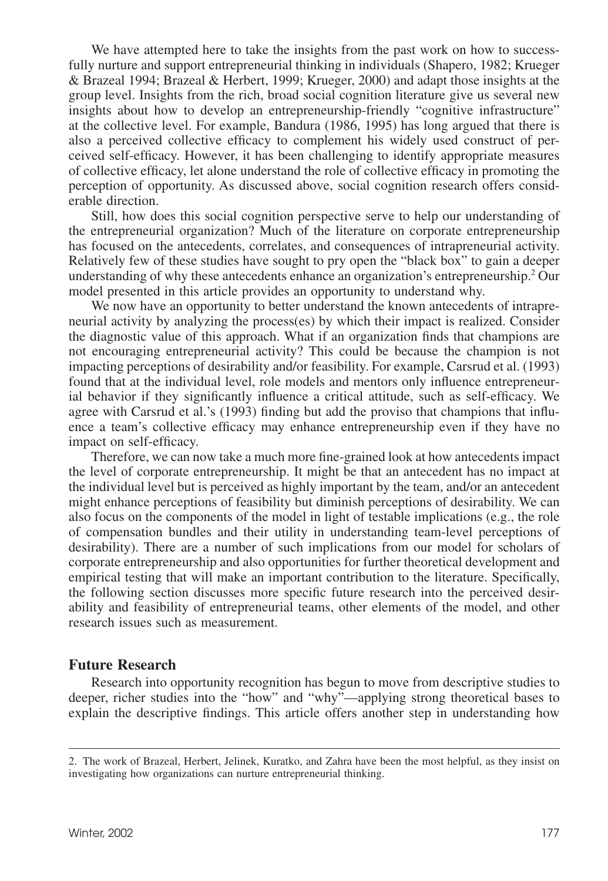We have attempted here to take the insights from the past work on how to successfully nurture and support entrepreneurial thinking in individuals (Shapero, 1982; Krueger & Brazeal 1994; Brazeal & Herbert, 1999; Krueger, 2000) and adapt those insights at the group level. Insights from the rich, broad social cognition literature give us several new insights about how to develop an entrepreneurship-friendly "cognitive infrastructure" at the collective level. For example, Bandura (1986, 1995) has long argued that there is also a perceived collective efficacy to complement his widely used construct of perceived self-efficacy. However, it has been challenging to identify appropriate measures of collective efficacy, let alone understand the role of collective efficacy in promoting the perception of opportunity. As discussed above, social cognition research offers considerable direction.

Still, how does this social cognition perspective serve to help our understanding of the entrepreneurial organization? Much of the literature on corporate entrepreneurship has focused on the antecedents, correlates, and consequences of intrapreneurial activity. Relatively few of these studies have sought to pry open the "black box" to gain a deeper understanding of why these antecedents enhance an organization's entrepreneurship.[2] Our model presented in this article provides an opportunity to understand why.

We now have an opportunity to better understand the known antecedents of intrapreneurial activity by analyzing the process(es) by which their impact is realized. Consider the diagnostic value of this approach. What if an organization finds that champions are not encouraging entrepreneurial activity? This could be because the champion is not impacting perceptions of desirability and/or feasibility. For example, Carsrud et al. (1993) found that at the individual level, role models and mentors only influence entrepreneurial behavior if they significantly influence a critical attitude, such as self-efficacy. We agree with Carsrud et al.'s (1993) finding but add the proviso that champions that influence a team's collective efficacy may enhance entrepreneurship even if they have no impact on self-efficacy.

Therefore, we can now take a much more fine-grained look at how antecedents impact the level of corporate entrepreneurship. It might be that an antecedent has no impact at the individual level but is perceived as highly important by the team, and/or an antecedent might enhance perceptions of feasibility but diminish perceptions of desirability. We can also focus on the components of the model in light of testable implications (e.g., the role of compensation bundles and their utility in understanding team-level perceptions of desirability). There are a number of such implications from our model for scholars of corporate entrepreneurship and also opportunities for further theoretical development and empirical testing that will make an important contribution to the literature. Specifically, the following section discusses more specific future research into the perceived desirability and feasibility of entrepreneurial teams, other elements of the model, and other research issues such as measurement.

## Future Research

Research into opportunity recognition has begun to move from descriptive studies to deeper, richer studies into the "how" and "why"—applying strong theoretical bases to explain the descriptive findings. This article offers another step in understanding how

2. The work of Brazeal, Herbert, Jelinek, Kuratko, and Zahra have been the most helpful, as they insist on investigating how organizations can nurture entrepreneurial thinking.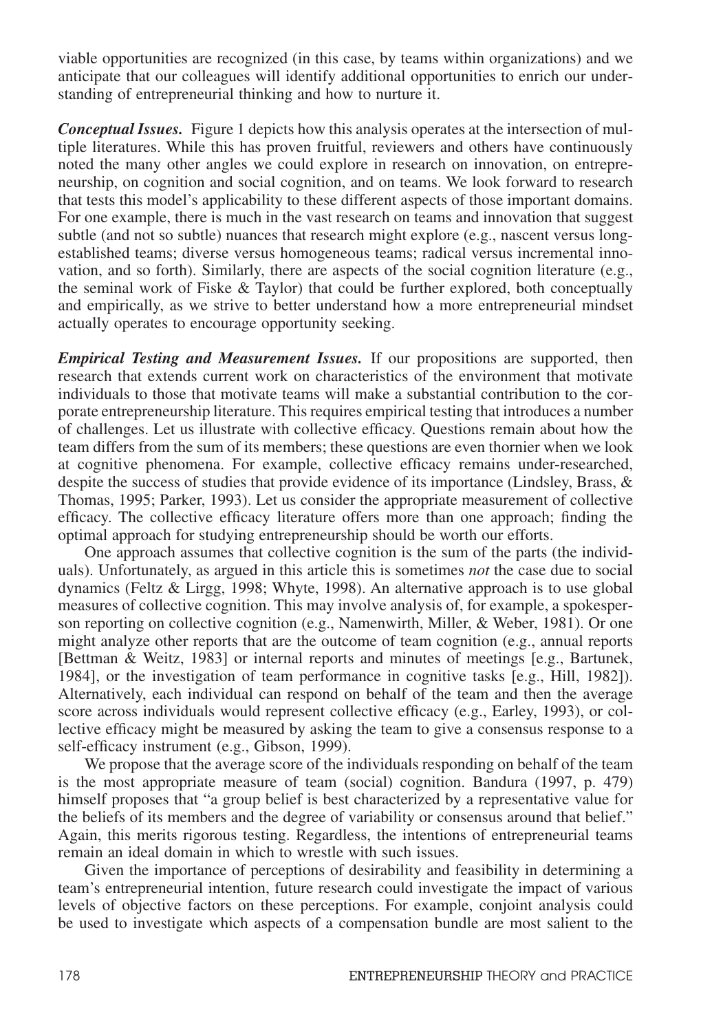viable opportunities are recognized (in this case, by teams within organizations) and we anticipate that our colleagues will identify additional opportunities to enrich our understanding of entrepreneurial thinking and how to nurture it.

***Conceptual Issues.*** Figure 1 depicts how this analysis operates at the intersection of multiple literatures. While this has proven fruitful, reviewers and others have continuously noted the many other angles we could explore in research on innovation, on entrepreneurship, on cognition and social cognition, and on teams. We look forward to research that tests this model's applicability to these different aspects of those important domains. For one example, there is much in the vast research on teams and innovation that suggest subtle (and not so subtle) nuances that research might explore (e.g., nascent versus long-established teams; diverse versus homogeneous teams; radical versus incremental innovation, and so forth). Similarly, there are aspects of the social cognition literature (e.g., the seminal work of Fiske & Taylor) that could be further explored, both conceptually and empirically, as we strive to better understand how a more entrepreneurial mindset actually operates to encourage opportunity seeking.

***Empirical Testing and Measurement Issues.*** If our propositions are supported, then research that extends current work on characteristics of the environment that motivate individuals to those that motivate teams will make a substantial contribution to the corporate entrepreneurship literature. This requires empirical testing that introduces a number of challenges. Let us illustrate with collective efficacy. Questions remain about how the team differs from the sum of its members; these questions are even thornier when we look at cognitive phenomena. For example, collective efficacy remains under-researched, despite the success of studies that provide evidence of its importance (Lindsley, Brass, & Thomas, 1995; Parker, 1993). Let us consider the appropriate measurement of collective efficacy. The collective efficacy literature offers more than one approach; finding the optimal approach for studying entrepreneurship should be worth our efforts.

One approach assumes that collective cognition is the sum of the parts (the individuals). Unfortunately, as argued in this article this is sometimes *not* the case due to social dynamics (Feltz & Lirgg, 1998; Whyte, 1998). An alternative approach is to use global measures of collective cognition. This may involve analysis of, for example, a spokesperson reporting on collective cognition (e.g., Namenwirth, Miller, & Weber, 1981). Or one might analyze other reports that are the outcome of team cognition (e.g., annual reports [Bettman & Weitz, 1983] or internal reports and minutes of meetings [e.g., Bartunek, 1984], or the investigation of team performance in cognitive tasks [e.g., Hill, 1982]). Alternatively, each individual can respond on behalf of the team and then the average score across individuals would represent collective efficacy (e.g., Earley, 1993), or collective efficacy might be measured by asking the team to give a consensus response to a self-efficacy instrument (e.g., Gibson, 1999).

We propose that the average score of the individuals responding on behalf of the team is the most appropriate measure of team (social) cognition. Bandura (1997, p. 479) himself proposes that "a group belief is best characterized by a representative value for the beliefs of its members and the degree of variability or consensus around that belief." Again, this merits rigorous testing. Regardless, the intentions of entrepreneurial teams remain an ideal domain in which to wrestle with such issues.

Given the importance of perceptions of desirability and feasibility in determining a team's entrepreneurial intention, future research could investigate the impact of various levels of objective factors on these perceptions. For example, conjoint analysis could be used to investigate which aspects of a compensation bundle are most salient to the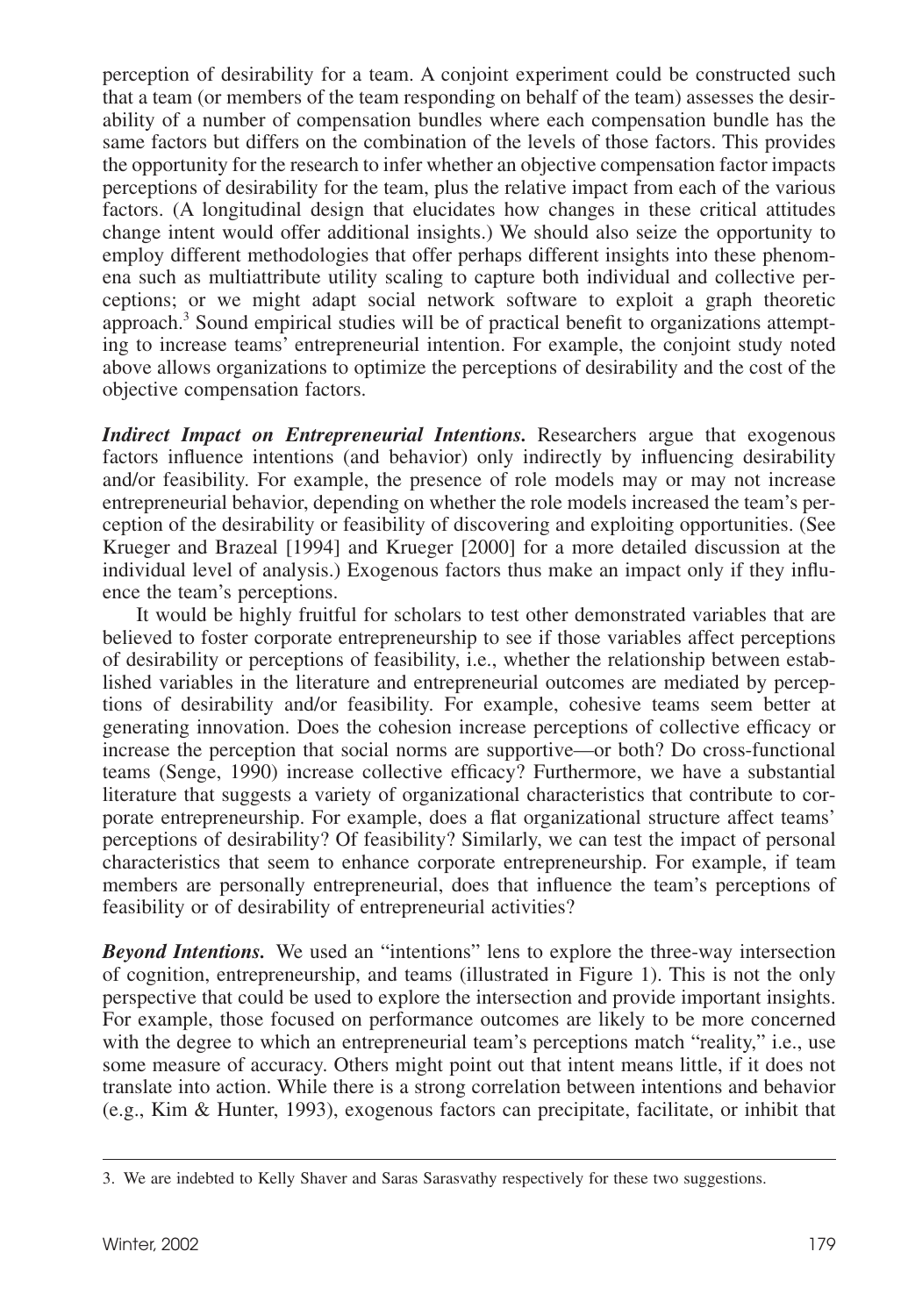perception of desirability for a team. A conjoint experiment could be constructed such that a team (or members of the team responding on behalf of the team) assesses the desirability of a number of compensation bundles where each compensation bundle has the same factors but differs on the combination of the levels of those factors. This provides the opportunity for the research to infer whether an objective compensation factor impacts perceptions of desirability for the team, plus the relative impact from each of the various factors. (A longitudinal design that elucidates how changes in these critical attitudes change intent would offer additional insights.) We should also seize the opportunity to employ different methodologies that offer perhaps different insights into these phenomena such as multiattribute utility scaling to capture both individual and collective perceptions; or we might adapt social network software to exploit a graph theoretic approach.[3] Sound empirical studies will be of practical benefit to organizations attempting to increase teams' entrepreneurial intention. For example, the conjoint study noted above allows organizations to optimize the perceptions of desirability and the cost of the objective compensation factors.

***Indirect Impact on Entrepreneurial Intentions.*** Researchers argue that exogenous factors influence intentions (and behavior) only indirectly by influencing desirability and/or feasibility. For example, the presence of role models may or may not increase entrepreneurial behavior, depending on whether the role models increased the team's perception of the desirability or feasibility of discovering and exploiting opportunities. (See Krueger and Brazeal [1994] and Krueger [2000] for a more detailed discussion at the individual level of analysis.) Exogenous factors thus make an impact only if they influence the team's perceptions.

It would be highly fruitful for scholars to test other demonstrated variables that are believed to foster corporate entrepreneurship to see if those variables affect perceptions of desirability or perceptions of feasibility, i.e., whether the relationship between established variables in the literature and entrepreneurial outcomes are mediated by perceptions of desirability and/or feasibility. For example, cohesive teams seem better at generating innovation. Does the cohesion increase perceptions of collective efficacy or increase the perception that social norms are supportive—or both? Do cross-functional teams (Senge, 1990) increase collective efficacy? Furthermore, we have a substantial literature that suggests a variety of organizational characteristics that contribute to corporate entrepreneurship. For example, does a flat organizational structure affect teams' perceptions of desirability? Of feasibility? Similarly, we can test the impact of personal characteristics that seem to enhance corporate entrepreneurship. For example, if team members are personally entrepreneurial, does that influence the team's perceptions of feasibility or of desirability of entrepreneurial activities?

***Beyond Intentions.*** We used an "intentions" lens to explore the three-way intersection of cognition, entrepreneurship, and teams (illustrated in Figure 1). This is not the only perspective that could be used to explore the intersection and provide important insights. For example, those focused on performance outcomes are likely to be more concerned with the degree to which an entrepreneurial team's perceptions match "reality," i.e., use some measure of accuracy. Others might point out that intent means little, if it does not translate into action. While there is a strong correlation between intentions and behavior (e.g., Kim & Hunter, 1993), exogenous factors can precipitate, facilitate, or inhibit that

3. We are indebted to Kelly Shaver and Saras Sarasvathy respectively for these two suggestions.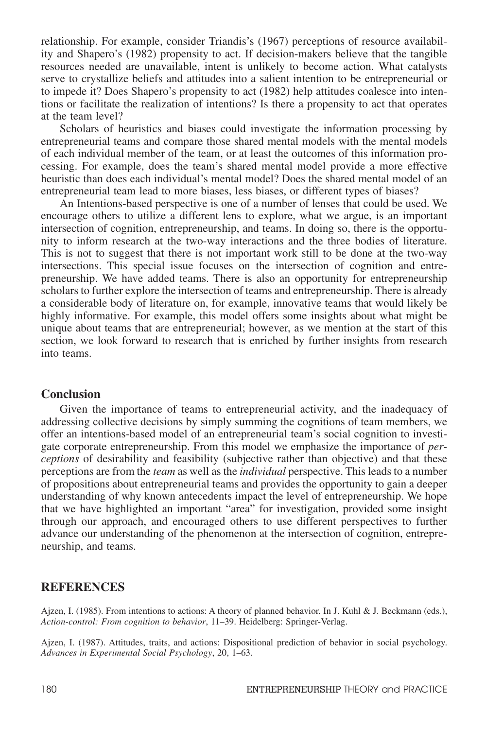relationship. For example, consider Triandis's (1967) perceptions of resource availability and Shapero's (1982) propensity to act. If decision-makers believe that the tangible resources needed are unavailable, intent is unlikely to become action. What catalysts serve to crystallize beliefs and attitudes into a salient intention to be entrepreneurial or to impede it? Does Shapero's propensity to act (1982) help attitudes coalesce into intentions or facilitate the realization of intentions? Is there a propensity to act that operates at the team level?

Scholars of heuristics and biases could investigate the information processing by entrepreneurial teams and compare those shared mental models with the mental models of each individual member of the team, or at least the outcomes of this information processing. For example, does the team's shared mental model provide a more effective heuristic than does each individual's mental model? Does the shared mental model of an entrepreneurial team lead to more biases, less biases, or different types of biases?

An Intentions-based perspective is one of a number of lenses that could be used. We encourage others to utilize a different lens to explore, what we argue, is an important intersection of cognition, entrepreneurship, and teams. In doing so, there is the opportunity to inform research at the two-way interactions and the three bodies of literature. This is not to suggest that there is not important work still to be done at the two-way intersections. This special issue focuses on the intersection of cognition and entrepreneurship. We have added teams. There is also an opportunity for entrepreneurship scholars to further explore the intersection of teams and entrepreneurship. There is already a considerable body of literature on, for example, innovative teams that would likely be highly informative. For example, this model offers some insights about what might be unique about teams that are entrepreneurial; however, as we mention at the start of this section, we look forward to research that is enriched by further insights from research into teams.

## Conclusion

Given the importance of teams to entrepreneurial activity, and the inadequacy of addressing collective decisions by simply summing the cognitions of team members, we offer an intentions-based model of an entrepreneurial team's social cognition to investigate corporate entrepreneurship. From this model we emphasize the importance of *perceptions* of desirability and feasibility (subjective rather than objective) and that these perceptions are from the *team* as well as the *individual* perspective. This leads to a number of propositions about entrepreneurial teams and provides the opportunity to gain a deeper understanding of why known antecedents impact the level of entrepreneurship. We hope that we have highlighted an important "area" for investigation, provided some insight through our approach, and encouraged others to use different perspectives to further advance our understanding of the phenomenon at the intersection of cognition, entrepreneurship, and teams.

## REFERENCES

Ajzen, I. (1985). From intentions to actions: A theory of planned behavior. In J. Kuhl & J. Beckmann (eds.), *Action-control: From cognition to behavior*, 11–39. Heidelberg: Springer-Verlag.

Ajzen, I. (1987). Attitudes, traits, and actions: Dispositional prediction of behavior in social psychology. *Advances in Experimental Social Psychology*, 20, 1–63.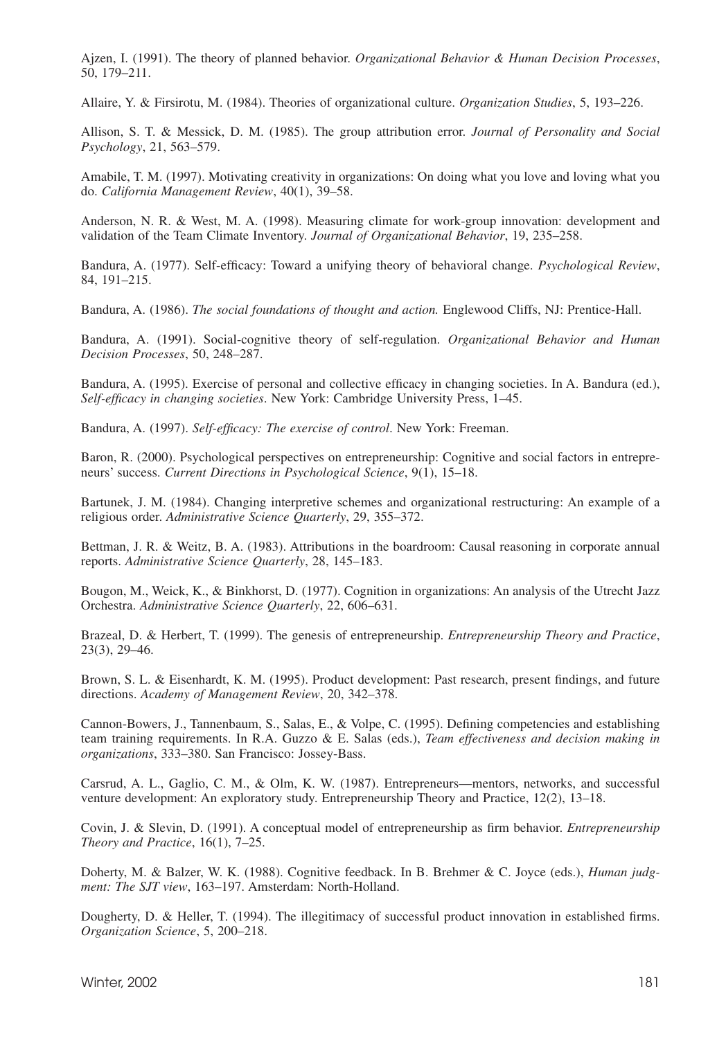Ajzen, I. (1991). The theory of planned behavior. *Organizational Behavior & Human Decision Processes*, 50, 179–211.

Allaire, Y. & Firsirotu, M. (1984). Theories of organizational culture. *Organization Studies*, 5, 193–226.

Allison, S. T. & Messick, D. M. (1985). The group attribution error. *Journal of Personality and Social Psychology*, 21, 563–579.

Amabile, T. M. (1997). Motivating creativity in organizations: On doing what you love and loving what you do. *California Management Review*, 40(1), 39–58.

Anderson, N. R. & West, M. A. (1998). Measuring climate for work-group innovation: development and validation of the Team Climate Inventory. *Journal of Organizational Behavior*, 19, 235–258.

Bandura, A. (1977). Self-efficacy: Toward a unifying theory of behavioral change. *Psychological Review*, 84, 191–215.

Bandura, A. (1986). *The social foundations of thought and action.* Englewood Cliffs, NJ: Prentice-Hall.

Bandura, A. (1991). Social-cognitive theory of self-regulation. *Organizational Behavior and Human Decision Processes*, 50, 248–287.

Bandura, A. (1995). Exercise of personal and collective efficacy in changing societies. In A. Bandura (ed.), *Self-efficacy in changing societies*. New York: Cambridge University Press, 1–45.

Bandura, A. (1997). *Self-efficacy: The exercise of control*. New York: Freeman.

Baron, R. (2000). Psychological perspectives on entrepreneurship: Cognitive and social factors in entrepreneurs' success. *Current Directions in Psychological Science*, 9(1), 15–18.

Bartunek, J. M. (1984). Changing interpretive schemes and organizational restructuring: An example of a religious order. *Administrative Science Quarterly*, 29, 355–372.

Bettman, J. R. & Weitz, B. A. (1983). Attributions in the boardroom: Causal reasoning in corporate annual reports. *Administrative Science Quarterly*, 28, 145–183.

Bougon, M., Weick, K., & Binkhorst, D. (1977). Cognition in organizations: An analysis of the Utrecht Jazz Orchestra. *Administrative Science Quarterly*, 22, 606–631.

Brazeal, D. & Herbert, T. (1999). The genesis of entrepreneurship. *Entrepreneurship Theory and Practice*, 23(3), 29–46.

Brown, S. L. & Eisenhardt, K. M. (1995). Product development: Past research, present findings, and future directions. *Academy of Management Review*, 20, 342–378.

Cannon-Bowers, J., Tannenbaum, S., Salas, E., & Volpe, C. (1995). Defining competencies and establishing team training requirements. In R.A. Guzzo & E. Salas (eds.), *Team effectiveness and decision making in organizations*, 333–380. San Francisco: Jossey-Bass.

Carsrud, A. L., Gaglio, C. M., & Olm, K. W. (1987). Entrepreneurs—mentors, networks, and successful venture development: An exploratory study. Entrepreneurship Theory and Practice, 12(2), 13–18.

Covin, J. & Slevin, D. (1991). A conceptual model of entrepreneurship as firm behavior. *Entrepreneurship Theory and Practice*, 16(1), 7–25.

Doherty, M. & Balzer, W. K. (1988). Cognitive feedback. In B. Brehmer & C. Joyce (eds.), *Human judgment: The SJT view*, 163–197. Amsterdam: North-Holland.

Dougherty, D. & Heller, T. (1994). The illegitimacy of successful product innovation in established firms. *Organization Science*, 5, 200–218.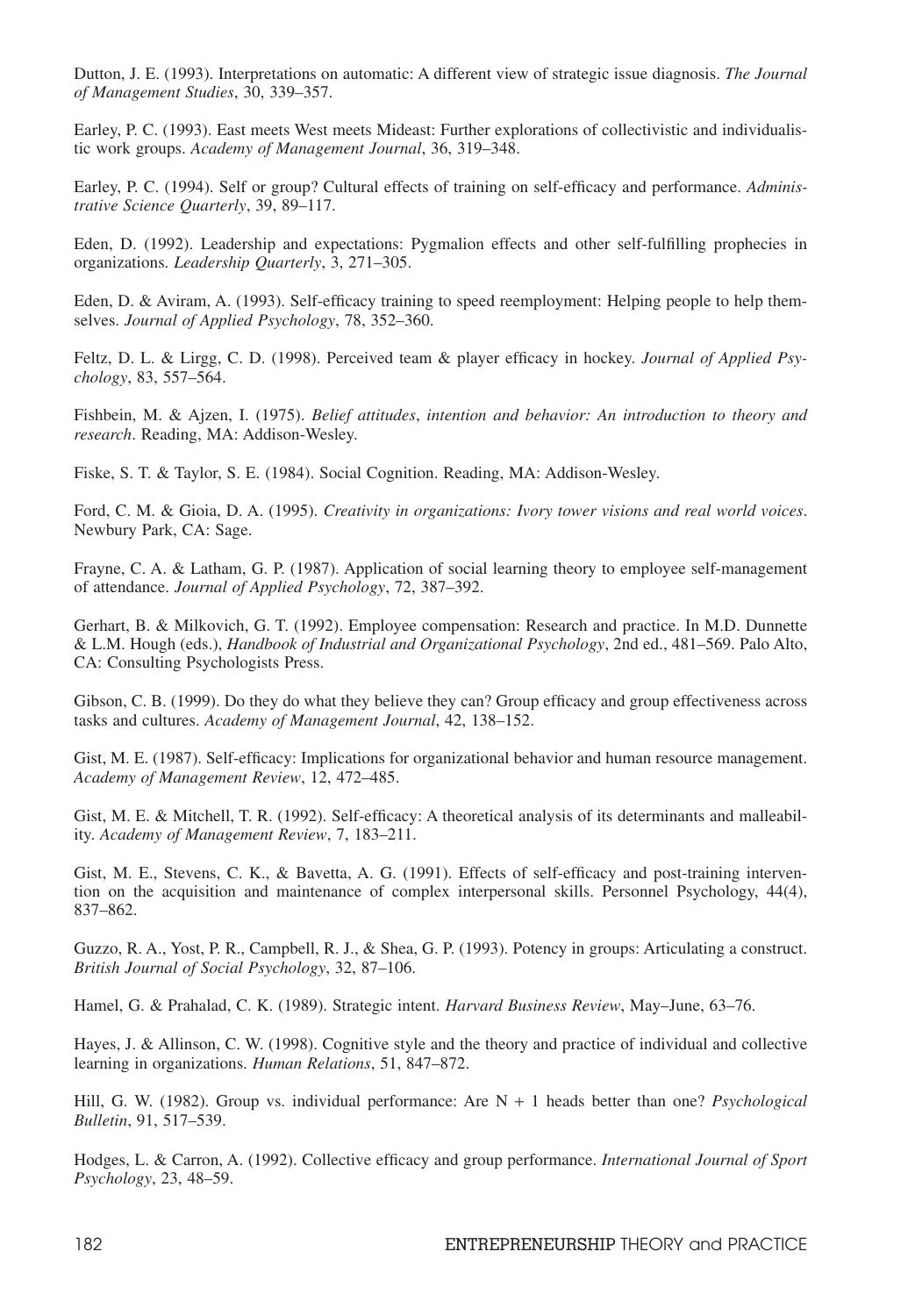Dutton, J. E. (1993). Interpretations on automatic: A different view of strategic issue diagnosis. *The Journal of Management Studies*, 30, 339–357.

Earley, P. C. (1993). East meets West meets Mideast: Further explorations of collectivistic and individualistic work groups. *Academy of Management Journal*, 36, 319–348.

Earley, P. C. (1994). Self or group? Cultural effects of training on self-efficacy and performance. *Administrative Science Quarterly*, 39, 89–117.

Eden, D. (1992). Leadership and expectations: Pygmalion effects and other self-fulfilling prophecies in organizations. *Leadership Quarterly*, 3, 271–305.

Eden, D. & Aviram, A. (1993). Self-efficacy training to speed reemployment: Helping people to help themselves. *Journal of Applied Psychology*, 78, 352–360.

Feltz, D. L. & Lirgg, C. D. (1998). Perceived team & player efficacy in hockey. *Journal of Applied Psychology*, 83, 557–564.

Fishbein, M. & Ajzen, I. (1975). *Belief attitudes, intention and behavior: An introduction to theory and research*. Reading, MA: Addison-Wesley.

Fiske, S. T. & Taylor, S. E. (1984). Social Cognition. Reading, MA: Addison-Wesley.

Ford, C. M. & Gioia, D. A. (1995). *Creativity in organizations: Ivory tower visions and real world voices*. Newbury Park, CA: Sage.

Frayne, C. A. & Latham, G. P. (1987). Application of social learning theory to employee self-management of attendance. *Journal of Applied Psychology*, 72, 387–392.

Gerhart, B. & Milkovich, G. T. (1992). Employee compensation: Research and practice. In M.D. Dunnette & L.M. Hough (eds.), *Handbook of Industrial and Organizational Psychology*, 2nd ed., 481–569. Palo Alto, CA: Consulting Psychologists Press.

Gibson, C. B. (1999). Do they do what they believe they can? Group efficacy and group effectiveness across tasks and cultures. *Academy of Management Journal*, 42, 138–152.

Gist, M. E. (1987). Self-efficacy: Implications for organizational behavior and human resource management. *Academy of Management Review*, 12, 472–485.

Gist, M. E. & Mitchell, T. R. (1992). Self-efficacy: A theoretical analysis of its determinants and malleability. *Academy of Management Review*, 7, 183–211.

Gist, M. E., Stevens, C. K., & Bavetta, A. G. (1991). Effects of self-efficacy and post-training intervention on the acquisition and maintenance of complex interpersonal skills. Personnel Psychology, 44(4), 837–862.

Guzzo, R. A., Yost, P. R., Campbell, R. J., & Shea, G. P. (1993). Potency in groups: Articulating a construct. *British Journal of Social Psychology*, 32, 87–106.

Hamel, G. & Prahalad, C. K. (1989). Strategic intent. *Harvard Business Review*, May–June, 63–76.

Hayes, J. & Allinson, C. W. (1998). Cognitive style and the theory and practice of individual and collective learning in organizations. *Human Relations*, 51, 847–872.

Hill, G. W. (1982). Group vs. individual performance: Are N + 1 heads better than one? *Psychological Bulletin*, 91, 517–539.

Hodges, L. & Carron, A. (1992). Collective efficacy and group performance. *International Journal of Sport Psychology*, 23, 48–59.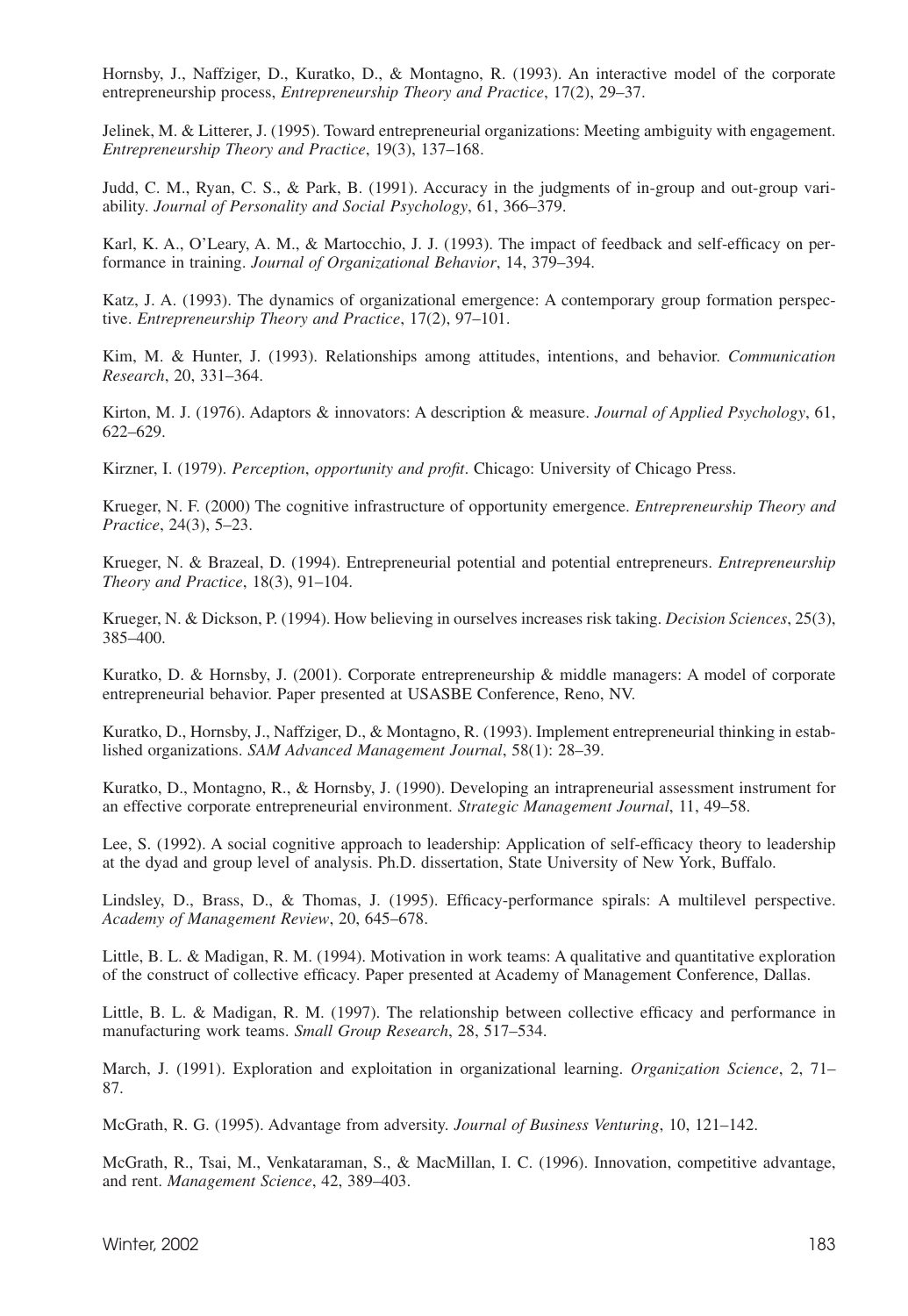Hornsby, J., Naffziger, D., Kuratko, D., & Montagno, R. (1993). An interactive model of the corporate entrepreneurship process, *Entrepreneurship Theory and Practice*, 17(2), 29–37.

Jelinek, M. & Litterer, J. (1995). Toward entrepreneurial organizations: Meeting ambiguity with engagement. *Entrepreneurship Theory and Practice*, 19(3), 137–168.

Judd, C. M., Ryan, C. S., & Park, B. (1991). Accuracy in the judgments of in-group and out-group variability. *Journal of Personality and Social Psychology*, 61, 366–379.

Karl, K. A., O'Leary, A. M., & Martocchio, J. J. (1993). The impact of feedback and self-efficacy on performance in training. *Journal of Organizational Behavior*, 14, 379–394.

Katz, J. A. (1993). The dynamics of organizational emergence: A contemporary group formation perspective. *Entrepreneurship Theory and Practice*, 17(2), 97–101.

Kim, M. & Hunter, J. (1993). Relationships among attitudes, intentions, and behavior. *Communication Research*, 20, 331–364.

Kirton, M. J. (1976). Adaptors & innovators: A description & measure. *Journal of Applied Psychology*, 61, 622–629.

Kirzner, I. (1979). *Perception, opportunity and profit*. Chicago: University of Chicago Press.

Krueger, N. F. (2000) The cognitive infrastructure of opportunity emergence. *Entrepreneurship Theory and Practice*, 24(3), 5–23.

Krueger, N. & Brazeal, D. (1994). Entrepreneurial potential and potential entrepreneurs. *Entrepreneurship Theory and Practice*, 18(3), 91–104.

Krueger, N. & Dickson, P. (1994). How believing in ourselves increases risk taking. *Decision Sciences*, 25(3), 385–400.

Kuratko, D. & Hornsby, J. (2001). Corporate entrepreneurship & middle managers: A model of corporate entrepreneurial behavior. Paper presented at USASBE Conference, Reno, NV.

Kuratko, D., Hornsby, J., Naffziger, D., & Montagno, R. (1993). Implement entrepreneurial thinking in established organizations. *SAM Advanced Management Journal*, 58(1): 28–39.

Kuratko, D., Montagno, R., & Hornsby, J. (1990). Developing an intrapreneurial assessment instrument for an effective corporate entrepreneurial environment. *Strategic Management Journal*, 11, 49–58.

Lee, S. (1992). A social cognitive approach to leadership: Application of self-efficacy theory to leadership at the dyad and group level of analysis. Ph.D. dissertation, State University of New York, Buffalo.

Lindsley, D., Brass, D., & Thomas, J. (1995). Efficacy-performance spirals: A multilevel perspective. *Academy of Management Review*, 20, 645–678.

Little, B. L. & Madigan, R. M. (1994). Motivation in work teams: A qualitative and quantitative exploration of the construct of collective efficacy. Paper presented at Academy of Management Conference, Dallas.

Little, B. L. & Madigan, R. M. (1997). The relationship between collective efficacy and performance in manufacturing work teams. *Small Group Research*, 28, 517–534.

March, J. (1991). Exploration and exploitation in organizational learning. *Organization Science*, 2, 71–87.

McGrath, R. G. (1995). Advantage from adversity. *Journal of Business Venturing*, 10, 121–142.

McGrath, R., Tsai, M., Venkataraman, S., & MacMillan, I. C. (1996). Innovation, competitive advantage, and rent. *Management Science*, 42, 389–403.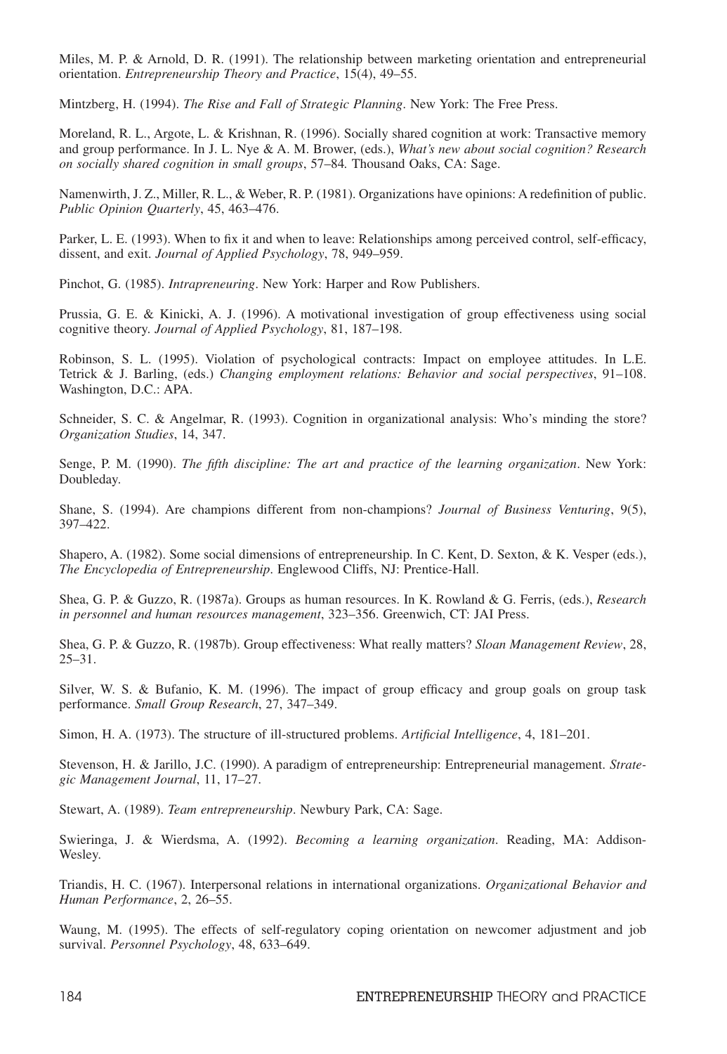Miles, M. P. & Arnold, D. R. (1991). The relationship between marketing orientation and entrepreneurial orientation. *Entrepreneurship Theory and Practice*, 15(4), 49–55.

Mintzberg, H. (1994). *The Rise and Fall of Strategic Planning*. New York: The Free Press.

Moreland, R. L., Argote, L. & Krishnan, R. (1996). Socially shared cognition at work: Transactive memory and group performance. In J. L. Nye & A. M. Brower, (eds.), *What's new about social cognition? Research on socially shared cognition in small groups*, 57–84*.* Thousand Oaks, CA: Sage.

Namenwirth, J. Z., Miller, R. L., & Weber, R. P. (1981). Organizations have opinions: A redefinition of public. *Public Opinion Quarterly*, 45, 463–476.

Parker, L. E. (1993). When to fix it and when to leave: Relationships among perceived control, self-efficacy, dissent, and exit. *Journal of Applied Psychology*, 78, 949–959.

Pinchot, G. (1985). *Intrapreneuring*. New York: Harper and Row Publishers.

Prussia, G. E. & Kinicki, A. J. (1996). A motivational investigation of group effectiveness using social cognitive theory. *Journal of Applied Psychology*, 81, 187–198.

Robinson, S. L. (1995). Violation of psychological contracts: Impact on employee attitudes. In L.E. Tetrick & J. Barling, (eds.) *Changing employment relations: Behavior and social perspectives*, 91–108. Washington, D.C.: APA.

Schneider, S. C. & Angelmar, R. (1993). Cognition in organizational analysis: Who's minding the store? *Organization Studies*, 14, 347.

Senge, P. M. (1990). *The fifth discipline: The art and practice of the learning organization*. New York: Doubleday.

Shane, S. (1994). Are champions different from non-champions? *Journal of Business Venturing*, 9(5), 397–422.

Shapero, A. (1982). Some social dimensions of entrepreneurship. In C. Kent, D. Sexton, & K. Vesper (eds.), *The Encyclopedia of Entrepreneurship*. Englewood Cliffs, NJ: Prentice-Hall.

Shea, G. P. & Guzzo, R. (1987a). Groups as human resources. In K. Rowland & G. Ferris, (eds.), *Research in personnel and human resources management*, 323–356. Greenwich, CT: JAI Press.

Shea, G. P. & Guzzo, R. (1987b). Group effectiveness: What really matters? *Sloan Management Review*, 28, 25–31.

Silver, W. S. & Bufanio, K. M. (1996). The impact of group efficacy and group goals on group task performance. *Small Group Research*, 27, 347–349.

Simon, H. A. (1973). The structure of ill-structured problems. *Artificial Intelligence*, 4, 181–201.

Stevenson, H. & Jarillo, J.C. (1990). A paradigm of entrepreneurship: Entrepreneurial management. *Strategic Management Journal*, 11, 17–27.

Stewart, A. (1989). *Team entrepreneurship*. Newbury Park, CA: Sage.

Swieringa, J. & Wierdsma, A. (1992). *Becoming a learning organization*. Reading, MA: Addison-Wesley.

Triandis, H. C. (1967). Interpersonal relations in international organizations. *Organizational Behavior and Human Performance*, 2, 26–55.

Waung, M. (1995). The effects of self-regulatory coping orientation on newcomer adjustment and job survival. *Personnel Psychology*, 48, 633–649.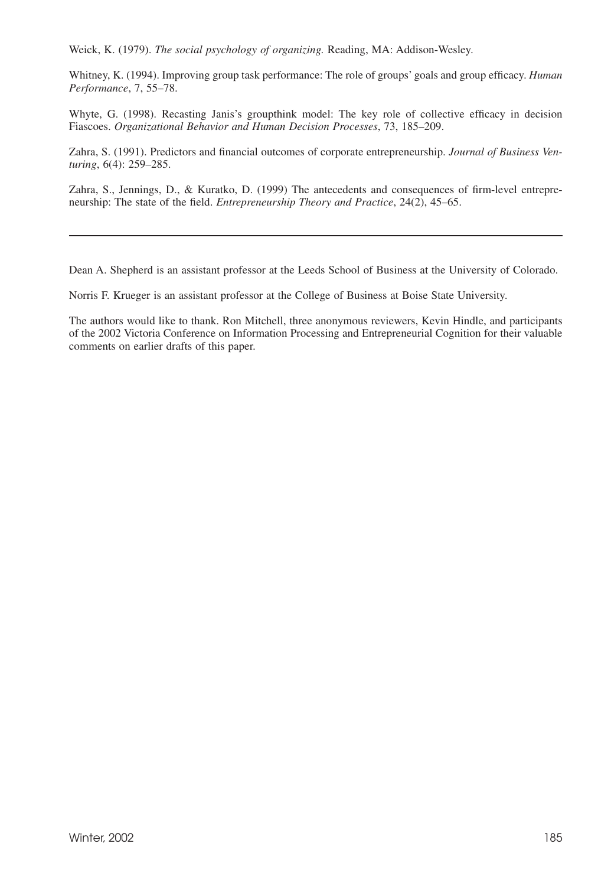Weick, K. (1979). *The social psychology of organizing.* Reading, MA: Addison-Wesley.

Whitney, K. (1994). Improving group task performance: The role of groups' goals and group efficacy. *Human Performance*, 7, 55–78.

Whyte, G. (1998). Recasting Janis's groupthink model: The key role of collective efficacy in decision Fiascoes. *Organizational Behavior and Human Decision Processes*, 73, 185–209.

Zahra, S. (1991). Predictors and financial outcomes of corporate entrepreneurship. *Journal of Business Venturing*, 6(4): 259–285.

Zahra, S., Jennings, D., & Kuratko, D. (1999) The antecedents and consequences of firm-level entrepreneurship: The state of the field. *Entrepreneurship Theory and Practice*, 24(2), 45–65.

---

Dean A. Shepherd is an assistant professor at the Leeds School of Business at the University of Colorado.

Norris F. Krueger is an assistant professor at the College of Business at Boise State University.

The authors would like to thank. Ron Mitchell, three anonymous reviewers, Kevin Hindle, and participants of the 2002 Victoria Conference on Information Processing and Entrepreneurial Cognition for their valuable comments on earlier drafts of this paper.